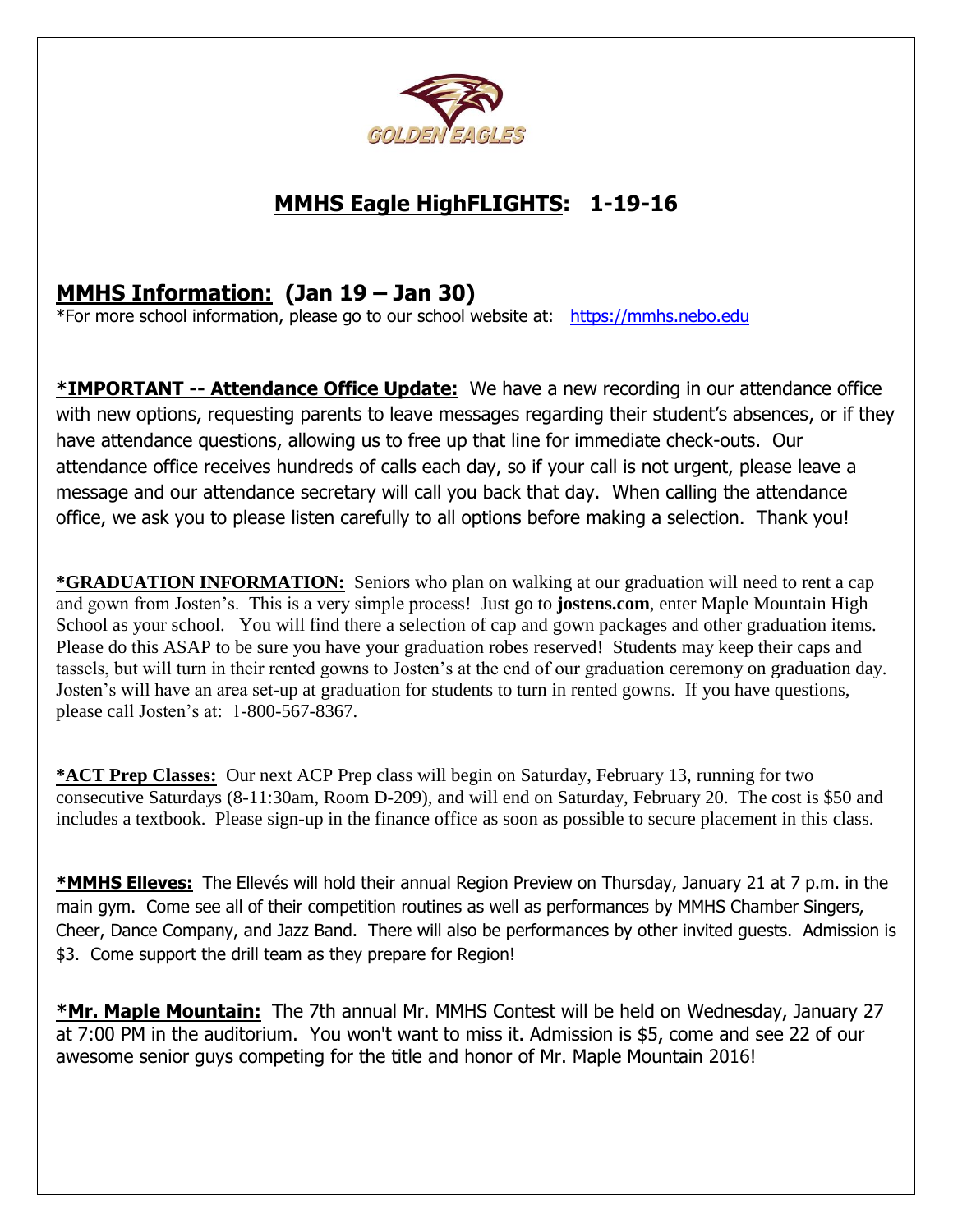GOLDEN EAGLES

# MMHS Eagle HighFLIGHTS: 1-19-16

## MMHS Information: (Jan 19 – Jan 30)

*For more school information, please go to our school website at: https://mmhs.nebo.edu

**\*IMPORTANT -- Attendance Office Update:** We have a new recording in our attendance office with new options, requesting parents to leave messages regarding their student's absences, or if they have attendance questions, allowing us to free up that line for immediate check-outs. Our attendance office receives hundreds of calls each day, so if your call is not urgent, please leave a message and our attendance secretary will call you back that day. When calling the attendance office, we ask you to please listen carefully to all options before making a selection. Thank you!

**\*GRADUATION INFORMATION:** Seniors who plan on walking at our graduation will need to rent a cap and gown from Josten's. This is a very simple process! Just go to **jostens.com**, enter Maple Mountain High School as your school. You will find there a selection of cap and gown packages and other graduation items. Please do this ASAP to be sure you have your graduation robes reserved! Students may keep their caps and tassels, but will turn in their rented gowns to Josten's at the end of our graduation ceremony on graduation day. Josten's will have an area set-up at graduation for students to turn in rented gowns. If you have questions, please call Josten's at: 1-800-567-8367.

**\*ACT Prep Classes:** Our next ACP Prep class will begin on Saturday, February 13, running for two consecutive Saturdays (8-11:30am, Room D-209), and will end on Saturday, February 20. The cost is $50 and includes a textbook. Please sign-up in the finance office as soon as possible to secure placement in this class.

**\*MMHS Elleves:** The Ellevés will hold their annual Region Preview on Thursday, January 21 at 7 p.m. in the main gym. Come see all of their competition routines as well as performances by MMHS Chamber Singers, Cheer, Dance Company, and Jazz Band. There will also be performances by other invited guests. Admission is $3. Come support the drill team as they prepare for Region!

**\*Mr. Maple Mountain:** The 7th annual Mr. MMHS Contest will be held on Wednesday, January 27 at 7:00 PM in the auditorium. You won't want to miss it. Admission is $5, come and see 22 of our awesome senior guys competing for the title and honor of Mr. Maple Mountain 2016!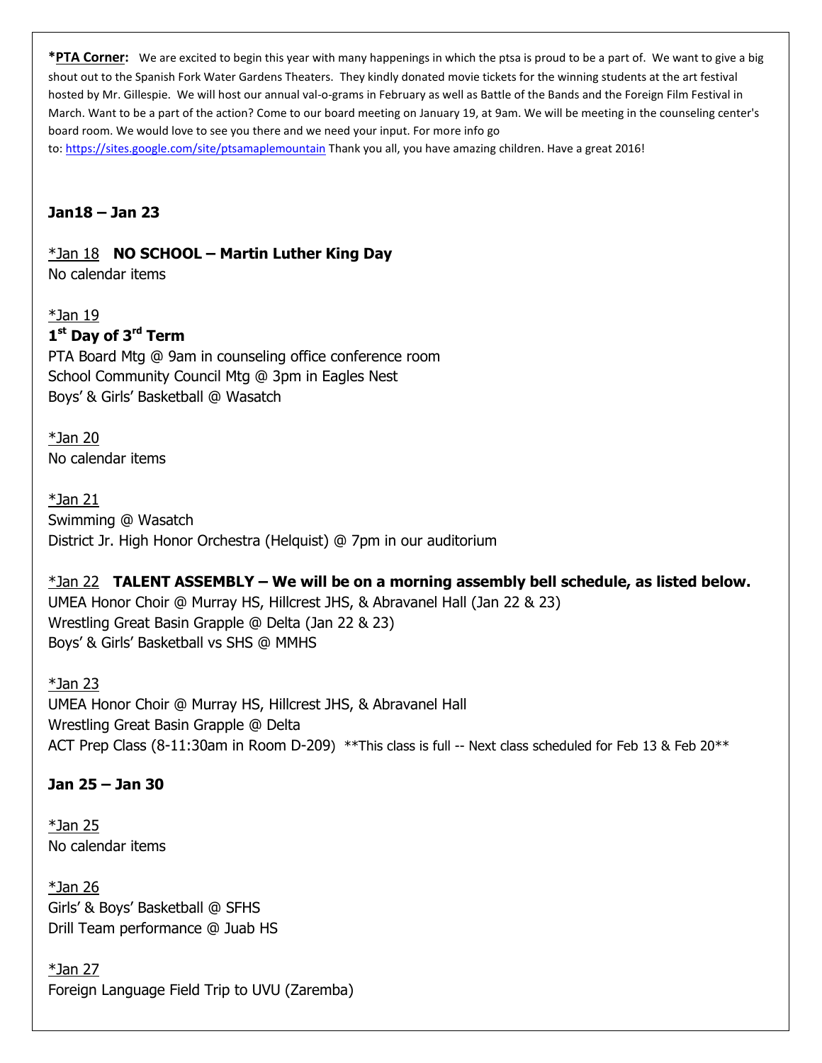**\*PTA Corner:** We are excited to begin this year with many happenings in which the ptsa is proud to be a part of. We want to give a big shout out to the Spanish Fork Water Gardens Theaters. They kindly donated movie tickets for the winning students at the art festival hosted by Mr. Gillespie. We will host our annual val-o-grams in February as well as Battle of the Bands and the Foreign Film Festival in March. Want to be a part of the action? Come to our board meeting on January 19, at 9am. We will be meeting in the counseling center's board room. We would love to see you there and we need your input. For more info go to: https://sites.google.com/site/ptsamaplemountain Thank you all, you have amazing children. Have a great 2016!

**Jan18 – Jan 23**

*Jan 18 **NO SCHOOL – Martin Luther King Day**
No calendar items

*Jan 19
**1st Day of 3rd Term**
PTA Board Mtg @ 9am in counseling office conference room
School Community Council Mtg @ 3pm in Eagles Nest
Boys' & Girls' Basketball @ Wasatch

*Jan 20
No calendar items

*Jan 21
Swimming @ Wasatch
District Jr. High Honor Orchestra (Helquist) @ 7pm in our auditorium

*Jan 22 **TALENT ASSEMBLY – We will be on a morning assembly bell schedule, as listed below.**
UMEA Honor Choir @ Murray HS, Hillcrest JHS, & Abravanel Hall (Jan 22 & 23)
Wrestling Great Basin Grapple @ Delta (Jan 22 & 23)
Boys' & Girls' Basketball vs SHS @ MMHS

*Jan 23
UMEA Honor Choir @ Murray HS, Hillcrest JHS, & Abravanel Hall
Wrestling Great Basin Grapple @ Delta
ACT Prep Class (8-11:30am in Room D-209) **This class is full -- Next class scheduled for Feb 13 & Feb 20**

**Jan 25 – Jan 30**

*Jan 25
No calendar items

*Jan 26
Girls' & Boys' Basketball @ SFHS
Drill Team performance @ Juab HS

*Jan 27
Foreign Language Field Trip to UVU (Zaremba)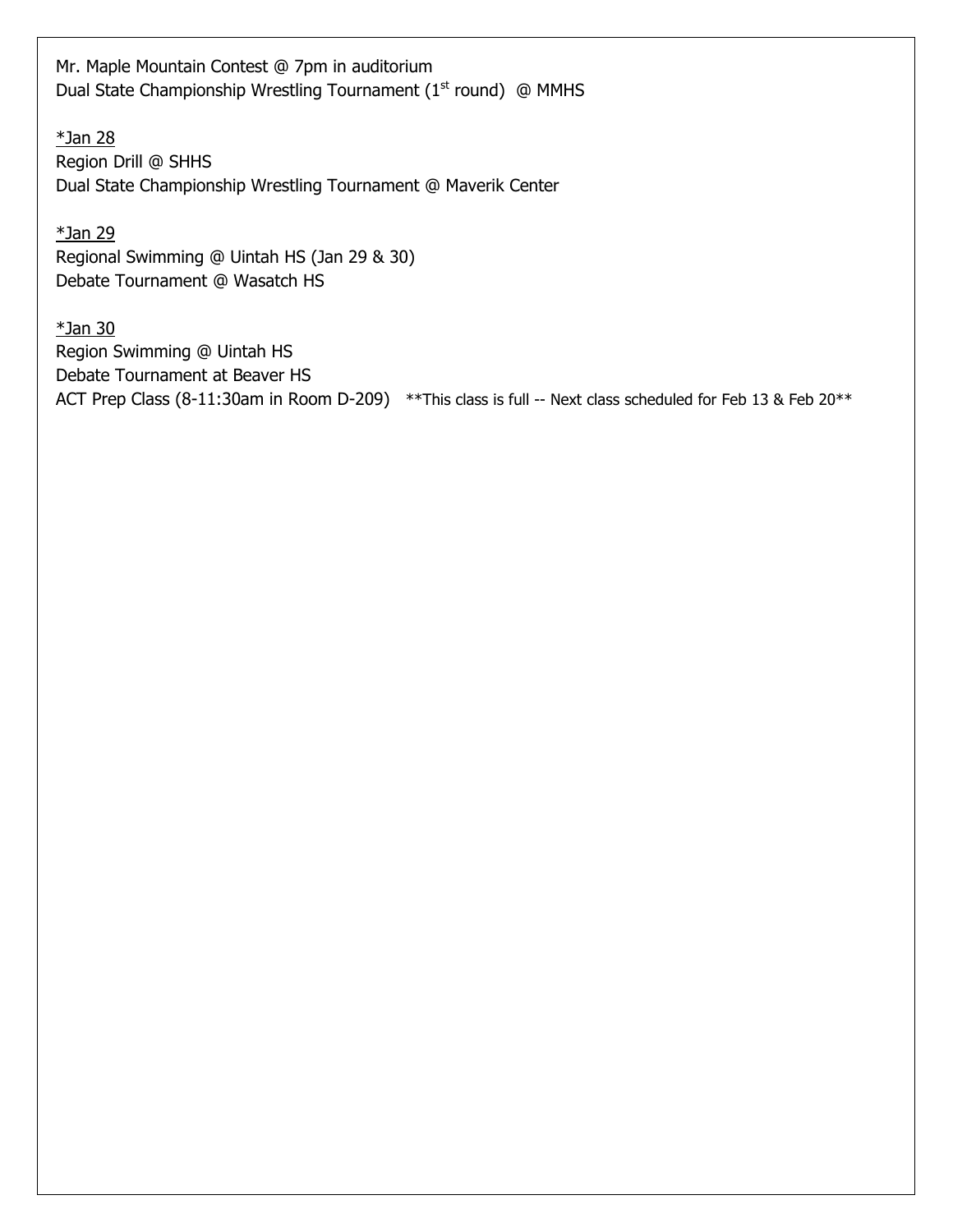Mr. Maple Mountain Contest @ 7pm in auditorium
Dual State Championship Wrestling Tournament (1st round) @ MMHS

<u>*Jan 28</u>
Region Drill @ SHHS
Dual State Championship Wrestling Tournament @ Maverik Center

<u>*Jan 29</u>
Regional Swimming @ Uintah HS (Jan 29 & 30)
Debate Tournament @ Wasatch HS

<u>*Jan 30</u>
Region Swimming @ Uintah HS
Debate Tournament at Beaver HS
ACT Prep Class (8-11:30am in Room D-209) **This class is full -- Next class scheduled for Feb 13 & Feb 20**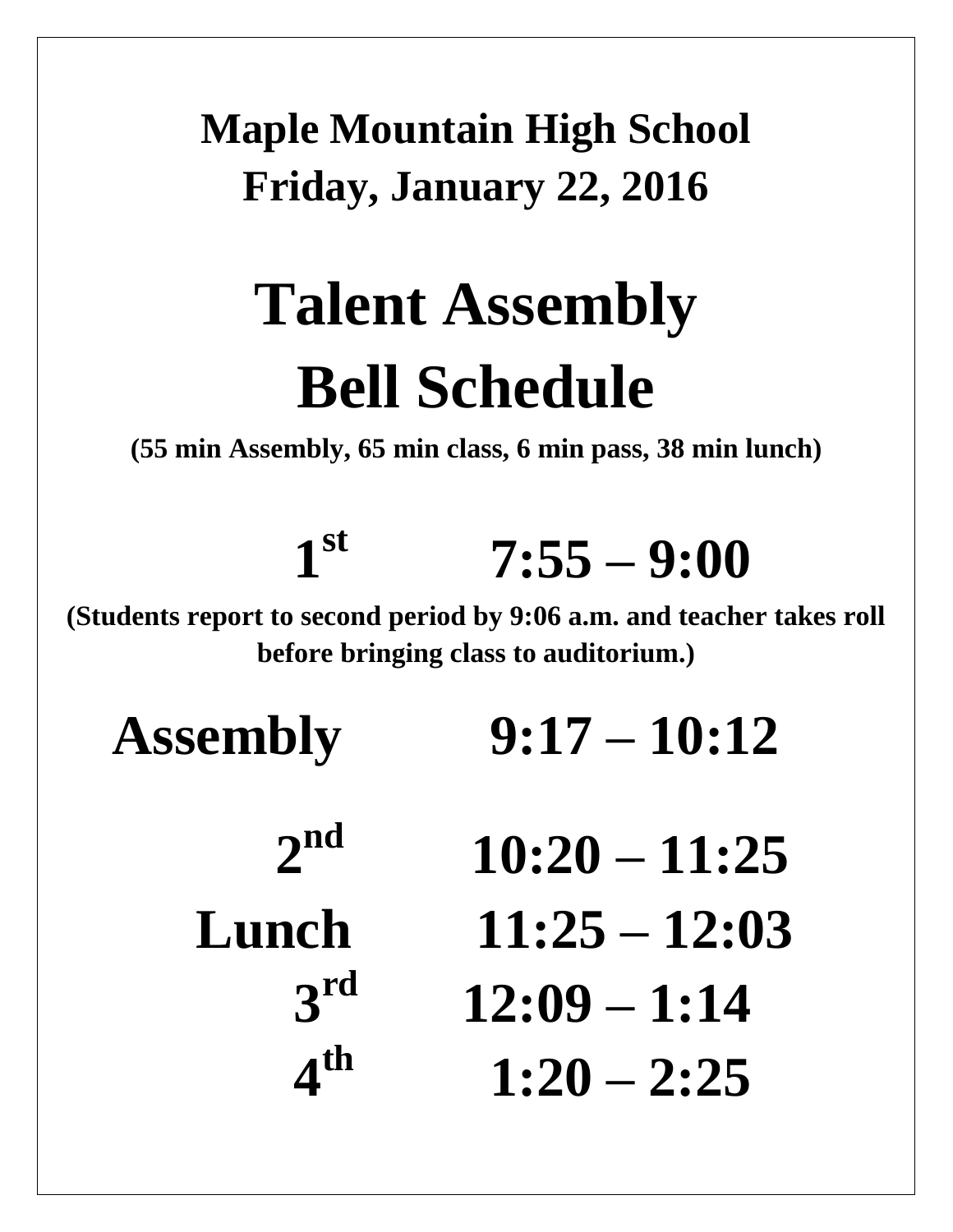**Maple Mountain High School**
**Friday, January 22, 2016**

# Talent Assembly
# Bell Schedule

**(55 min Assembly, 65 min class, 6 min pass, 38 min lunch)**

| | |
|---|---|
| **1st** | **7:55 – 9:00** |

**(Students report to second period by 9:06 a.m. and teacher takes roll before bringing class to auditorium.)**

| | |
|---|---|
| **Assembly** | **9:17 – 10:12** |
| **2nd** | **10:20 – 11:25** |
| **Lunch** | **11:25 – 12:03** |
| **3rd** | **12:09 – 1:14** |
| **4th** | **1:20 – 2:25** |